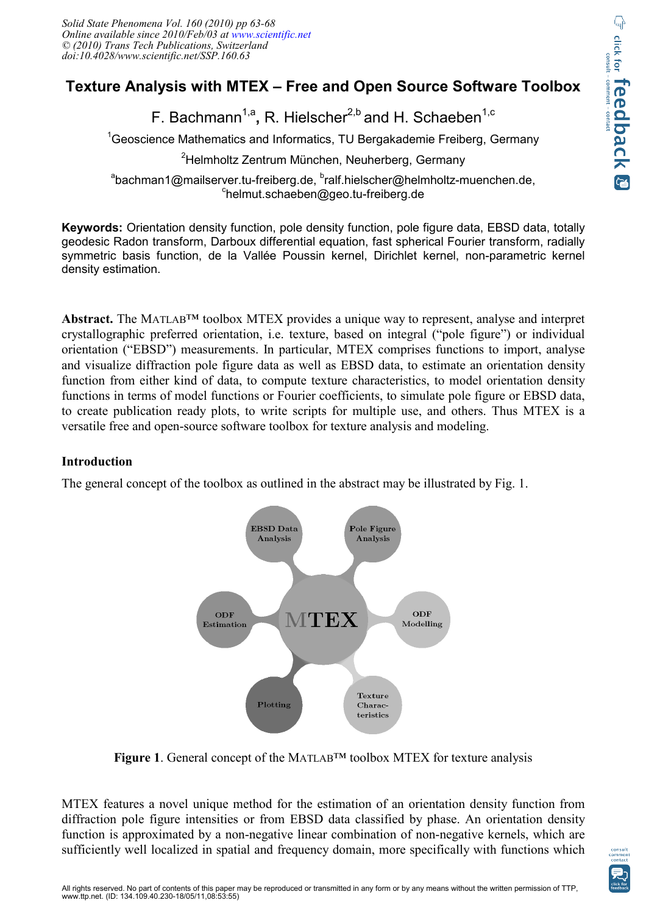# Texture Analysis with MTEX – Free and Open Source Software Toolbox

F. Bachmann[1,a], R. Hielscher[2,b] and H. Schaeben[1,c]

[1]Geoscience Mathematics and Informatics, TU Bergakademie Freiberg, Germany

[2]Helmholtz Zentrum München, Neuherberg, Germany

[a]bachman1@mailserver.tu-freiberg.de, [b]ralf.hielscher@helmholtz-muenchen.de, [c]helmut.schaeben@geo.tu-freiberg.de

**Keywords:** Orientation density function, pole density function, pole figure data, EBSD data, totally geodesic Radon transform, Darboux differential equation, fast spherical Fourier transform, radially symmetric basis function, de la Vallée Poussin kernel, Dirichlet kernel, non-parametric kernel density estimation.

**Abstract.** The MATLAB™ toolbox MTEX provides a unique way to represent, analyse and interpret crystallographic preferred orientation, i.e. texture, based on integral ("pole figure") or individual orientation ("EBSD") measurements. In particular, MTEX comprises functions to import, analyse and visualize diffraction pole figure data as well as EBSD data, to estimate an orientation density function from either kind of data, to compute texture characteristics, to model orientation density functions in terms of model functions or Fourier coefficients, to simulate pole figure or EBSD data, to create publication ready plots, to write scripts for multiple use, and others. Thus MTEX is a versatile free and open-source software toolbox for texture analysis and modeling.

## Introduction

The general concept of the toolbox as outlined in the abstract may be illustrated by Fig. 1.

EBSD Data Analysis

Pole Figure Analysis

ODF Estimation

MTEX

ODF Modelling

Plotting

Texture Characteristics

**Figure 1**. General concept of the MATLAB™ toolbox MTEX for texture analysis

MTEX features a novel unique method for the estimation of an orientation density function from diffraction pole figure intensities or from EBSD data classified by phase. An orientation density function is approximated by a non-negative linear combination of non-negative kernels, which are sufficiently well localized in spatial and frequency domain, more specifically with functions which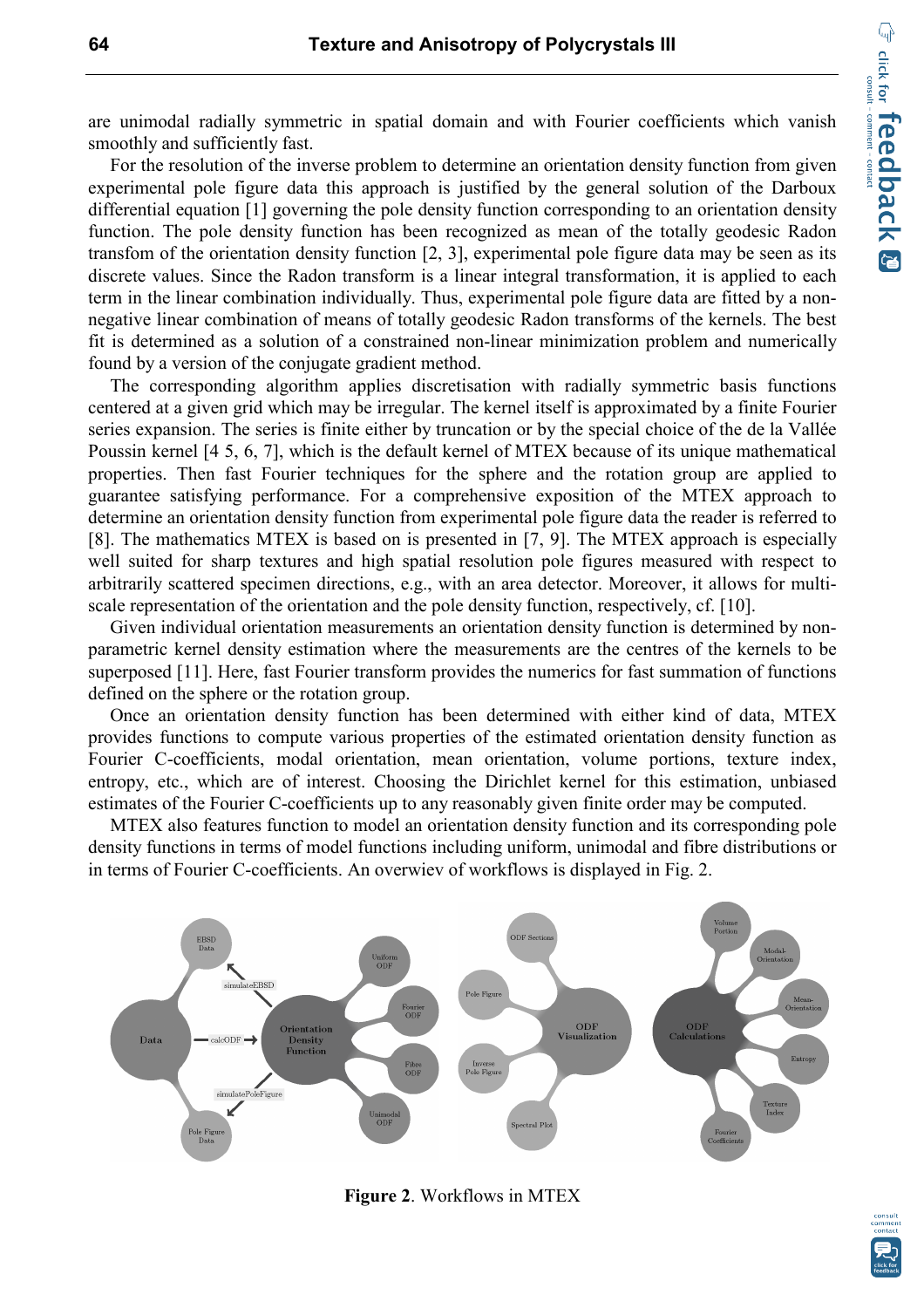are unimodal radially symmetric in spatial domain and with Fourier coefficients which vanish smoothly and sufficiently fast.

For the resolution of the inverse problem to determine an orientation density function from given experimental pole figure data this approach is justified by the general solution of the Darboux differential equation [1] governing the pole density function corresponding to an orientation density function. The pole density function has been recognized as mean of the totally geodesic Radon transfom of the orientation density function [2, 3], experimental pole figure data may be seen as its discrete values. Since the Radon transform is a linear integral transformation, it is applied to each term in the linear combination individually. Thus, experimental pole figure data are fitted by a non-negative linear combination of means of totally geodesic Radon transforms of the kernels. The best fit is determined as a solution of a constrained non-linear minimization problem and numerically found by a version of the conjugate gradient method.

The corresponding algorithm applies discretisation with radially symmetric basis functions centered at a given grid which may be irregular. The kernel itself is approximated by a finite Fourier series expansion. The series is finite either by truncation or by the special choice of the de la Vallée Poussin kernel [4 5, 6, 7], which is the default kernel of MTEX because of its unique mathematical properties. Then fast Fourier techniques for the sphere and the rotation group are applied to guarantee satisfying performance. For a comprehensive exposition of the MTEX approach to determine an orientation density function from experimental pole figure data the reader is referred to [8]. The mathematics MTEX is based on is presented in [7, 9]. The MTEX approach is especially well suited for sharp textures and high spatial resolution pole figures measured with respect to arbitrarily scattered specimen directions, e.g., with an area detector. Moreover, it allows for multi-scale representation of the orientation and the pole density function, respectively, cf. [10].

Given individual orientation measurements an orientation density function is determined by non-parametric kernel density estimation where the measurements are the centres of the kernels to be superposed [11]. Here, fast Fourier transform provides the numerics for fast summation of functions defined on the sphere or the rotation group.

Once an orientation density function has been determined with either kind of data, MTEX provides functions to compute various properties of the estimated orientation density function as Fourier C-coefficients, modal orientation, mean orientation, volume portions, texture index, entropy, etc., which are of interest. Choosing the Dirichlet kernel for this estimation, unbiased estimates of the Fourier C-coefficients up to any reasonably given finite order may be computed.

MTEX also features function to model an orientation density function and its corresponding pole density functions in terms of model functions including uniform, unimodal and fibre distributions or in terms of Fourier C-coefficients. An overwiev of workflows is displayed in Fig. 2.

**Figure 2**. Workflows in MTEX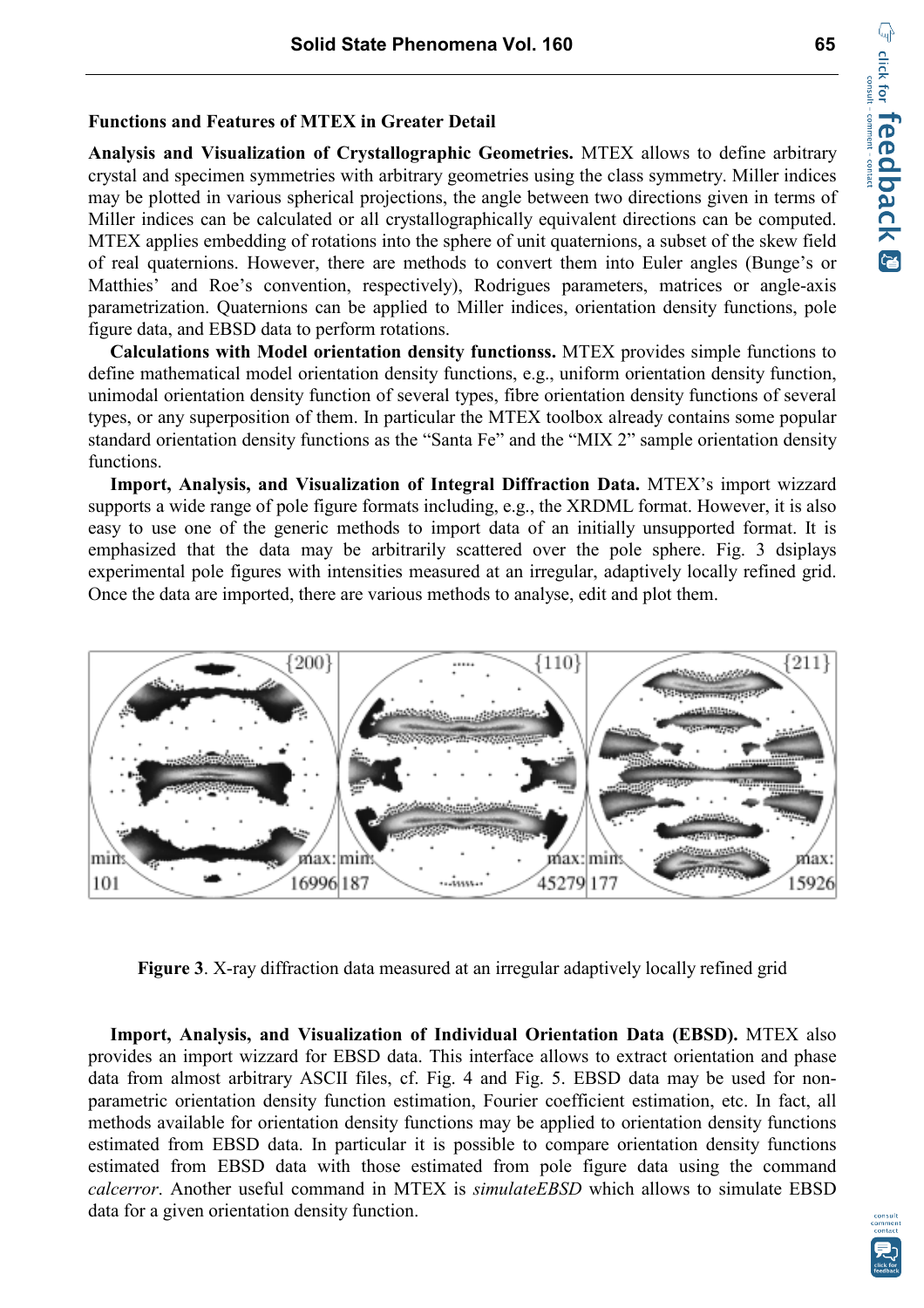### Functions and Features of MTEX in Greater Detail

**Analysis and Visualization of Crystallographic Geometries.** MTEX allows to define arbitrary crystal and specimen symmetries with arbitrary geometries using the class symmetry. Miller indices may be plotted in various spherical projections, the angle between two directions given in terms of Miller indices can be calculated or all crystallographically equivalent directions can be computed. MTEX applies embedding of rotations into the sphere of unit quaternions, a subset of the skew field of real quaternions. However, there are methods to convert them into Euler angles (Bunge's or Matthies' and Roe's convention, respectively), Rodrigues parameters, matrices or angle-axis parametrization. Quaternions can be applied to Miller indices, orientation density functions, pole figure data, and EBSD data to perform rotations.

**Calculations with Model orientation density functionss.** MTEX provides simple functions to define mathematical model orientation density functions, e.g., uniform orientation density function, unimodal orientation density function of several types, fibre orientation density functions of several types, or any superposition of them. In particular the MTEX toolbox already contains some popular standard orientation density functions as the "Santa Fe" and the "MIX 2" sample orientation density functions.

**Import, Analysis, and Visualization of Integral Diffraction Data.** MTEX's import wizzard supports a wide range of pole figure formats including, e.g., the XRDML format. However, it is also easy to use one of the generic methods to import data of an initially unsupported format. It is emphasized that the data may be arbitrarily scattered over the pole sphere. Fig. 3 dsiplays experimental pole figures with intensities measured at an irregular, adaptively locally refined grid. Once the data are imported, there are various methods to analyse, edit and plot them.

{200}
min: 101
max: 16996

{110}
min: 187
max: 45279

{211}
min: 177
max: 15926

**Figure 3**. X-ray diffraction data measured at an irregular adaptively locally refined grid

**Import, Analysis, and Visualization of Individual Orientation Data (EBSD).** MTEX also provides an import wizzard for EBSD data. This interface allows to extract orientation and phase data from almost arbitrary ASCII files, cf. Fig. 4 and Fig. 5. EBSD data may be used for non-parametric orientation density function estimation, Fourier coefficient estimation, etc. In fact, all methods available for orientation density functions may be applied to orientation density functions estimated from EBSD data. In particular it is possible to compare orientation density functions estimated from EBSD data with those estimated from pole figure data using the command *calcerror*. Another useful command in MTEX is *simulateEBSD* which allows to simulate EBSD data for a given orientation density function.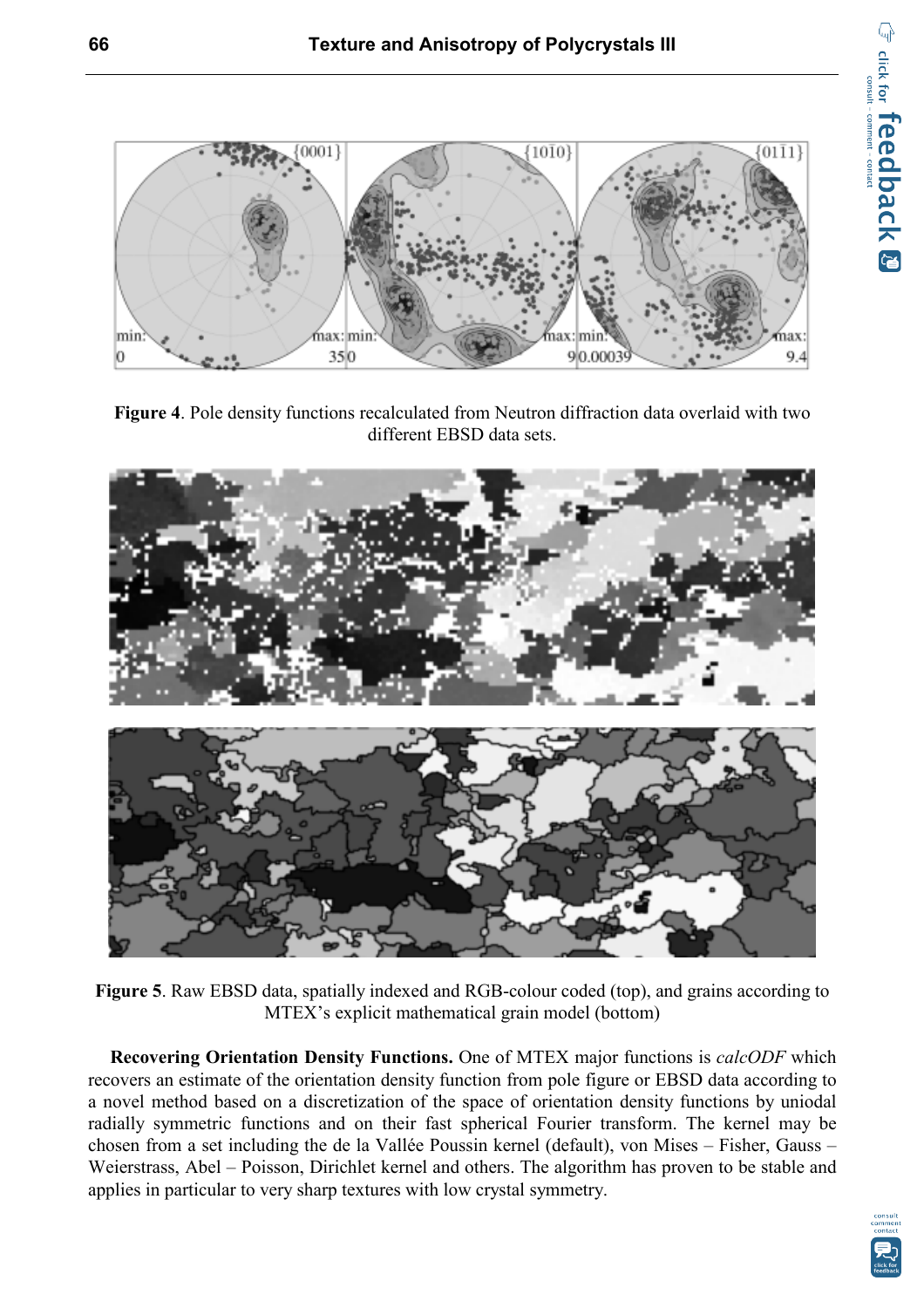**Figure 4**. Pole density functions recalculated from Neutron diffraction data overlaid with two different EBSD data sets.

**Figure 5**. Raw EBSD data, spatially indexed and RGB-colour coded (top), and grains according to MTEX's explicit mathematical grain model (bottom)

**Recovering Orientation Density Functions.** One of MTEX major functions is *calcODF* which recovers an estimate of the orientation density function from pole figure or EBSD data according to a novel method based on a discretization of the space of orientation density functions by uniodal radially symmetric functions and on their fast spherical Fourier transform. The kernel may be chosen from a set including the de la Vallée Poussin kernel (default), von Mises – Fisher, Gauss – Weierstrass, Abel – Poisson, Dirichlet kernel and others. The algorithm has proven to be stable and applies in particular to very sharp textures with low crystal symmetry.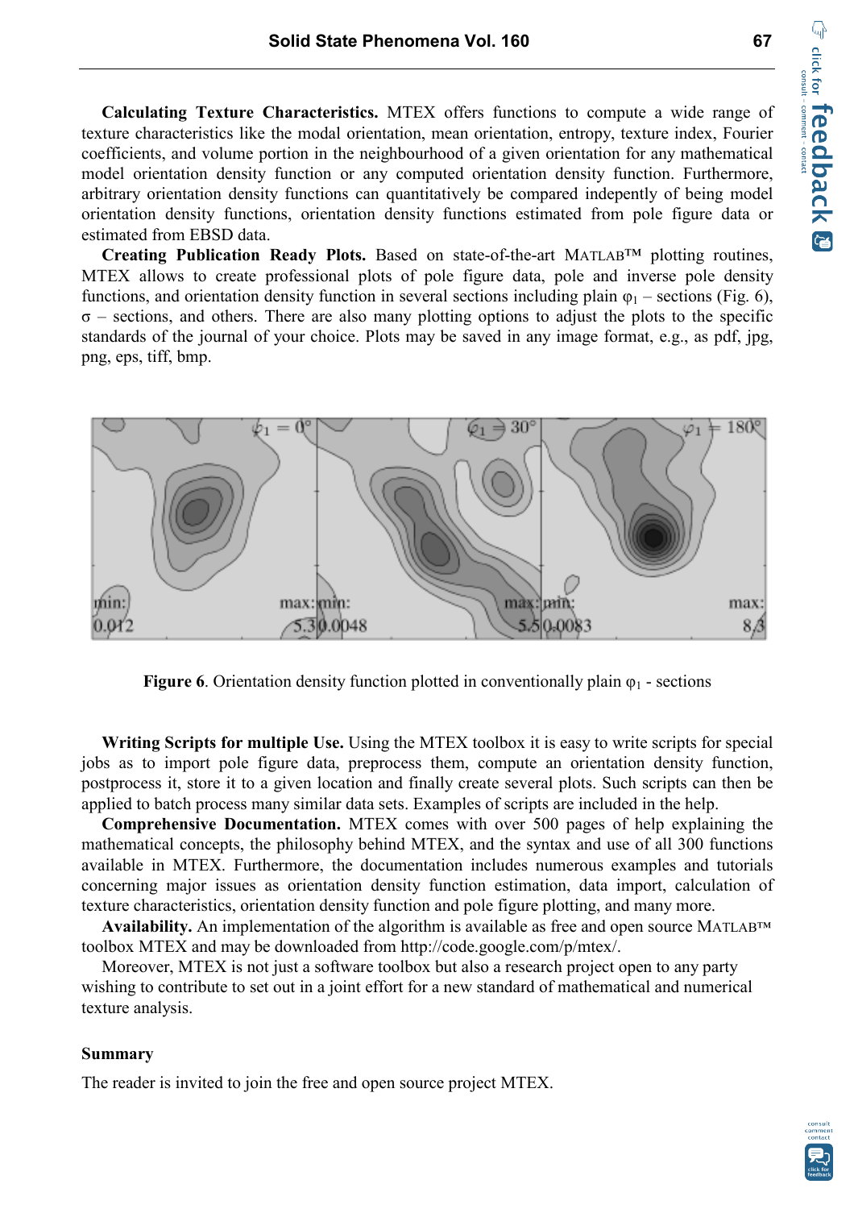**Calculating Texture Characteristics.** MTEX offers functions to compute a wide range of texture characteristics like the modal orientation, mean orientation, entropy, texture index, Fourier coefficients, and volume portion in the neighbourhood of a given orientation for any mathematical model orientation density function or any computed orientation density function. Furthermore, arbitrary orientation density functions can quantitatively be compared indepently of being model orientation density functions, orientation density functions estimated from pole figure data or estimated from EBSD data.

**Creating Publication Ready Plots.** Based on state-of-the-art MATLAB™ plotting routines, MTEX allows to create professional plots of pole figure data, pole and inverse pole density functions, and orientation density function in several sections including plain $\varphi_1$ – sections (Fig. 6), $\sigma$ – sections, and others. There are also many plotting options to adjust the plots to the specific standards of the journal of your choice. Plots may be saved in any image format, e.g., as pdf, jpg, png, eps, tiff, bmp.

$\varphi_1 = 0°$
$\varphi_1 = 30°$
$\varphi_1 = 180°$
min: 0.012
max: 5.3
min: 0.0048
max: 5.5
min: 0.0083
max: 8.3

**Figure 6**. Orientation density function plotted in conventionally plain $\varphi_1$ - sections

**Writing Scripts for multiple Use.** Using the MTEX toolbox it is easy to write scripts for special jobs as to import pole figure data, preprocess them, compute an orientation density function, postprocess it, store it to a given location and finally create several plots. Such scripts can then be applied to batch process many similar data sets. Examples of scripts are included in the help.

**Comprehensive Documentation.** MTEX comes with over 500 pages of help explaining the mathematical concepts, the philosophy behind MTEX, and the syntax and use of all 300 functions available in MTEX. Furthermore, the documentation includes numerous examples and tutorials concerning major issues as orientation density function estimation, data import, calculation of texture characteristics, orientation density function and pole figure plotting, and many more.

**Availability.** An implementation of the algorithm is available as free and open source MATLAB™ toolbox MTEX and may be downloaded from http://code.google.com/p/mtex/.

Moreover, MTEX is not just a software toolbox but also a research project open to any party wishing to contribute to set out in a joint effort for a new standard of mathematical and numerical texture analysis.

## Summary

The reader is invited to join the free and open source project MTEX.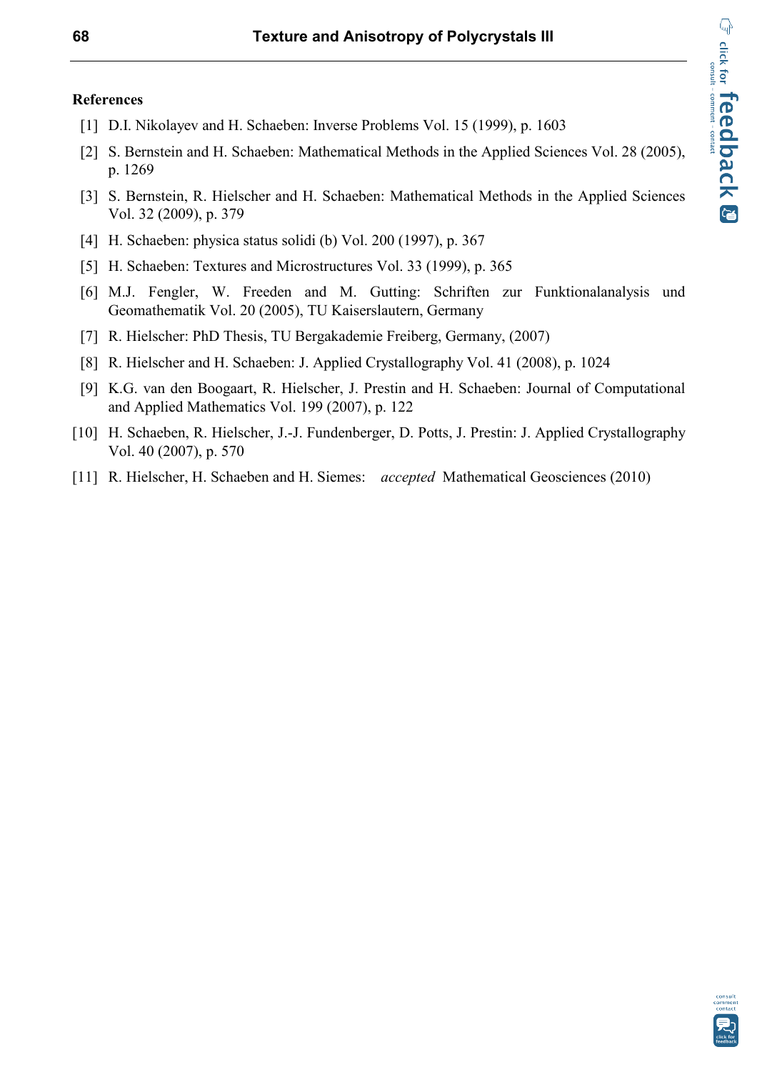## References

[1] D.I. Nikolayev and H. Schaeben: Inverse Problems Vol. 15 (1999), p. 1603

[2] S. Bernstein and H. Schaeben: Mathematical Methods in the Applied Sciences Vol. 28 (2005), p. 1269

[3] S. Bernstein, R. Hielscher and H. Schaeben: Mathematical Methods in the Applied Sciences Vol. 32 (2009), p. 379

[4] H. Schaeben: physica status solidi (b) Vol. 200 (1997), p. 367

[5] H. Schaeben: Textures and Microstructures Vol. 33 (1999), p. 365

[6] M.J. Fengler, W. Freeden and M. Gutting: Schriften zur Funktionalanalysis und Geomathematik Vol. 20 (2005), TU Kaiserslautern, Germany

[7] R. Hielscher: PhD Thesis, TU Bergakademie Freiberg, Germany, (2007)

[8] R. Hielscher and H. Schaeben: J. Applied Crystallography Vol. 41 (2008), p. 1024

[9] K.G. van den Boogaart, R. Hielscher, J. Prestin and H. Schaeben: Journal of Computational and Applied Mathematics Vol. 199 (2007), p. 122

[10] H. Schaeben, R. Hielscher, J.-J. Fundenberger, D. Potts, J. Prestin: J. Applied Crystallography Vol. 40 (2007), p. 570

[11] R. Hielscher, H. Schaeben and H. Siemes: *accepted* Mathematical Geosciences (2010)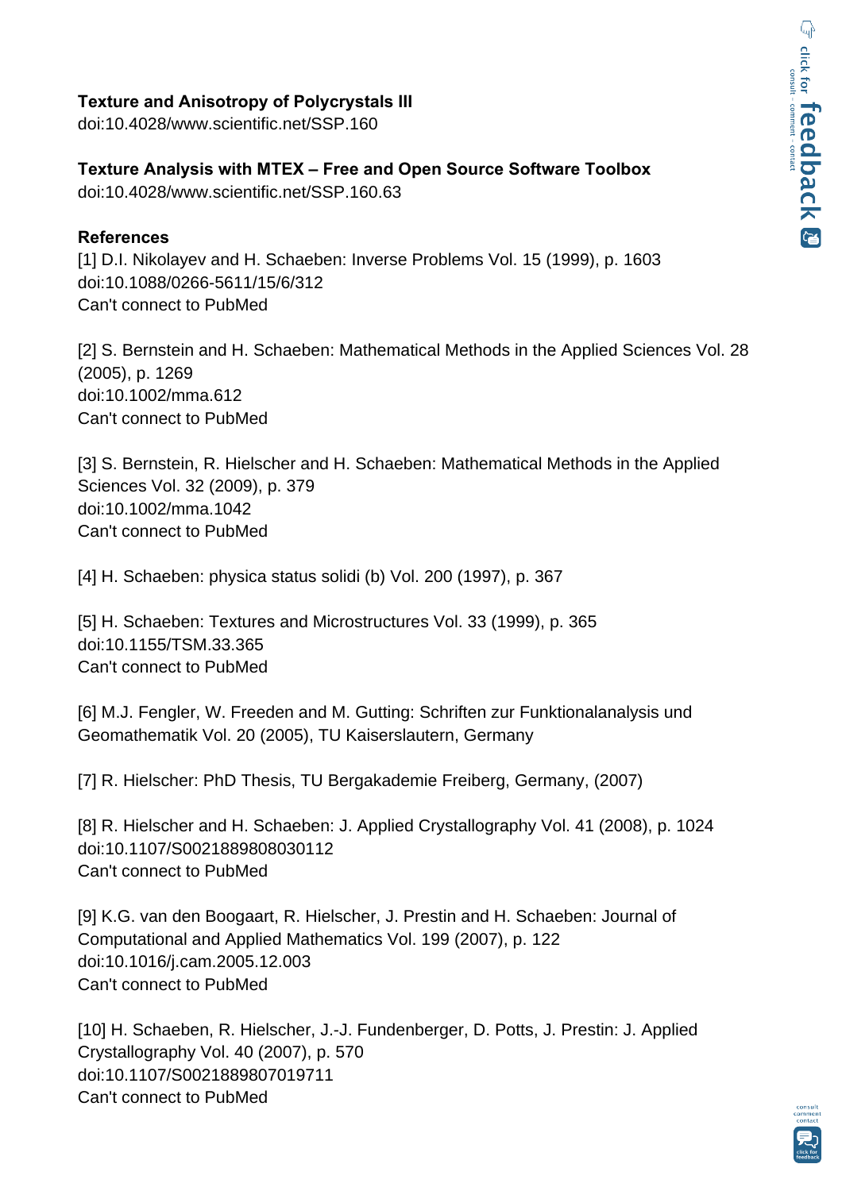**Texture and Anisotropy of Polycrystals III**
doi:10.4028/www.scientific.net/SSP.160

**Texture Analysis with MTEX – Free and Open Source Software Toolbox**
doi:10.4028/www.scientific.net/SSP.160.63

**References**

[1] D.I. Nikolayev and H. Schaeben: Inverse Problems Vol. 15 (1999), p. 1603
doi:10.1088/0266-5611/15/6/312
Can't connect to PubMed

[2] S. Bernstein and H. Schaeben: Mathematical Methods in the Applied Sciences Vol. 28 (2005), p. 1269
doi:10.1002/mma.612
Can't connect to PubMed

[3] S. Bernstein, R. Hielscher and H. Schaeben: Mathematical Methods in the Applied Sciences Vol. 32 (2009), p. 379
doi:10.1002/mma.1042
Can't connect to PubMed

[4] H. Schaeben: physica status solidi (b) Vol. 200 (1997), p. 367

[5] H. Schaeben: Textures and Microstructures Vol. 33 (1999), p. 365
doi:10.1155/TSM.33.365
Can't connect to PubMed

[6] M.J. Fengler, W. Freeden and M. Gutting: Schriften zur Funktionalanalysis und Geomathematik Vol. 20 (2005), TU Kaiserslautern, Germany

[7] R. Hielscher: PhD Thesis, TU Bergakademie Freiberg, Germany, (2007)

[8] R. Hielscher and H. Schaeben: J. Applied Crystallography Vol. 41 (2008), p. 1024
doi:10.1107/S0021889808030112
Can't connect to PubMed

[9] K.G. van den Boogaart, R. Hielscher, J. Prestin and H. Schaeben: Journal of Computational and Applied Mathematics Vol. 199 (2007), p. 122
doi:10.1016/j.cam.2005.12.003
Can't connect to PubMed

[10] H. Schaeben, R. Hielscher, J.-J. Fundenberger, D. Potts, J. Prestin: J. Applied Crystallography Vol. 40 (2007), p. 570
doi:10.1107/S0021889807019711
Can't connect to PubMed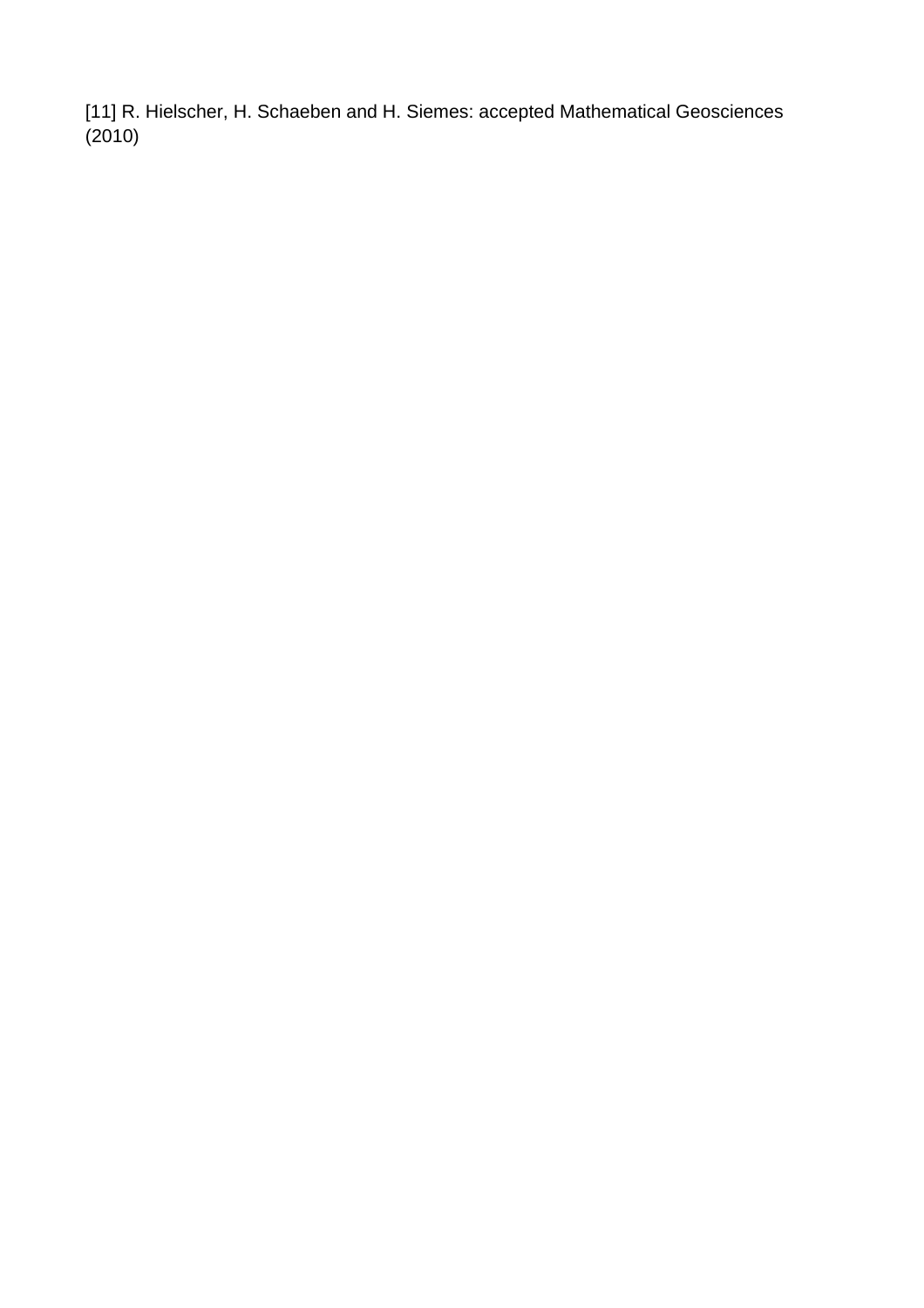[11] R. Hielscher, H. Schaeben and H. Siemes: accepted Mathematical Geosciences (2010)